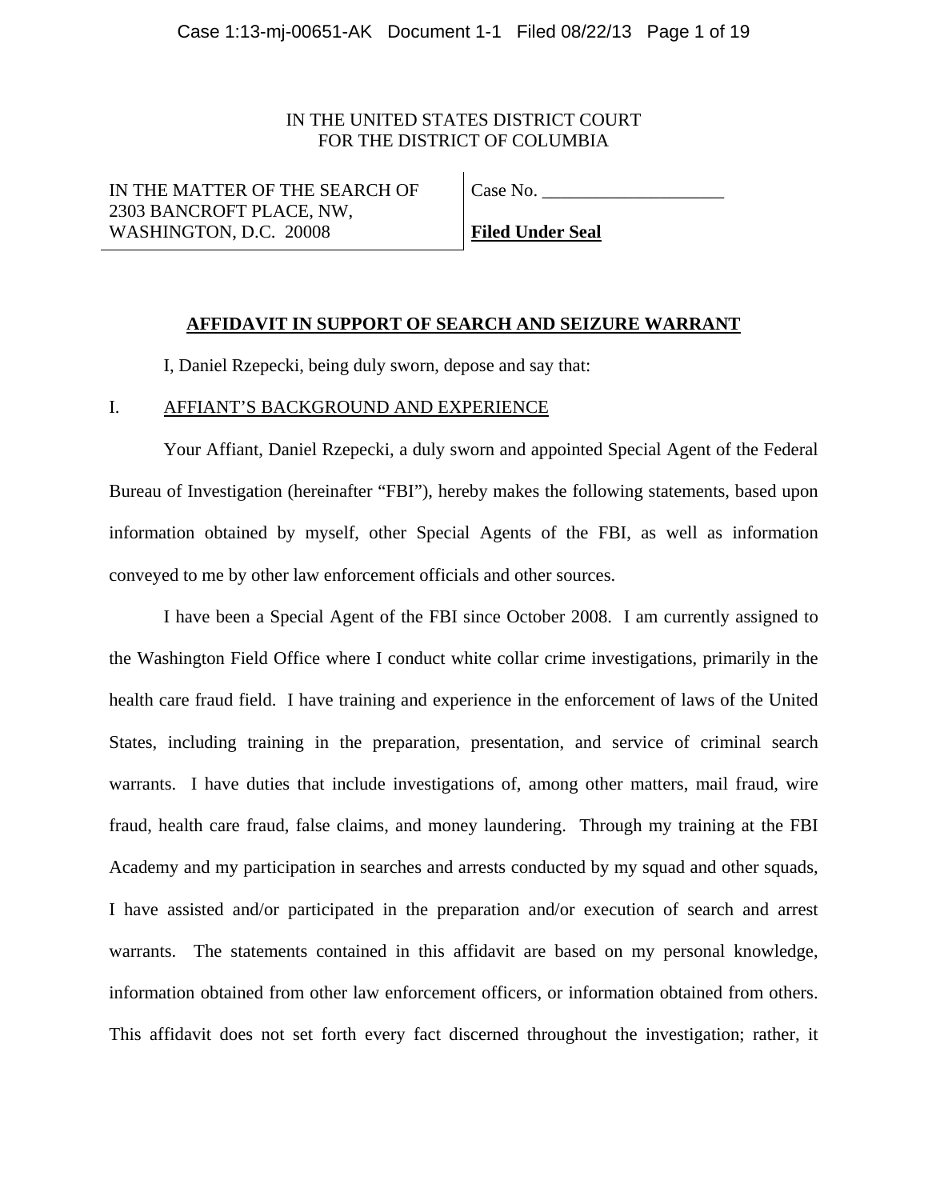IN THE UNITED STATES DISTRICT COURT
FOR THE DISTRICT OF COLUMBIA

| IN THE MATTER OF THE SEARCH OF 2303 BANCROFT PLACE, NW, WASHINGTON, D.C. 20008 | Case No. \_\_\_\_\_\_\_\_\_\_\_\_\_\_\_\_\_\_\_\_ **Filed Under Seal** |
|---|---|

## AFFIDAVIT IN SUPPORT OF SEARCH AND SEIZURE WARRANT

I, Daniel Rzepecki, being duly sworn, depose and say that:

### I. AFFIANT'S BACKGROUND AND EXPERIENCE

Your Affiant, Daniel Rzepecki, a duly sworn and appointed Special Agent of the Federal Bureau of Investigation (hereinafter "FBI"), hereby makes the following statements, based upon information obtained by myself, other Special Agents of the FBI, as well as information conveyed to me by other law enforcement officials and other sources.

I have been a Special Agent of the FBI since October 2008. I am currently assigned to the Washington Field Office where I conduct white collar crime investigations, primarily in the health care fraud field. I have training and experience in the enforcement of laws of the United States, including training in the preparation, presentation, and service of criminal search warrants. I have duties that include investigations of, among other matters, mail fraud, wire fraud, health care fraud, false claims, and money laundering. Through my training at the FBI Academy and my participation in searches and arrests conducted by my squad and other squads, I have assisted and/or participated in the preparation and/or execution of search and arrest warrants. The statements contained in this affidavit are based on my personal knowledge, information obtained from other law enforcement officers, or information obtained from others. This affidavit does not set forth every fact discerned throughout the investigation; rather, it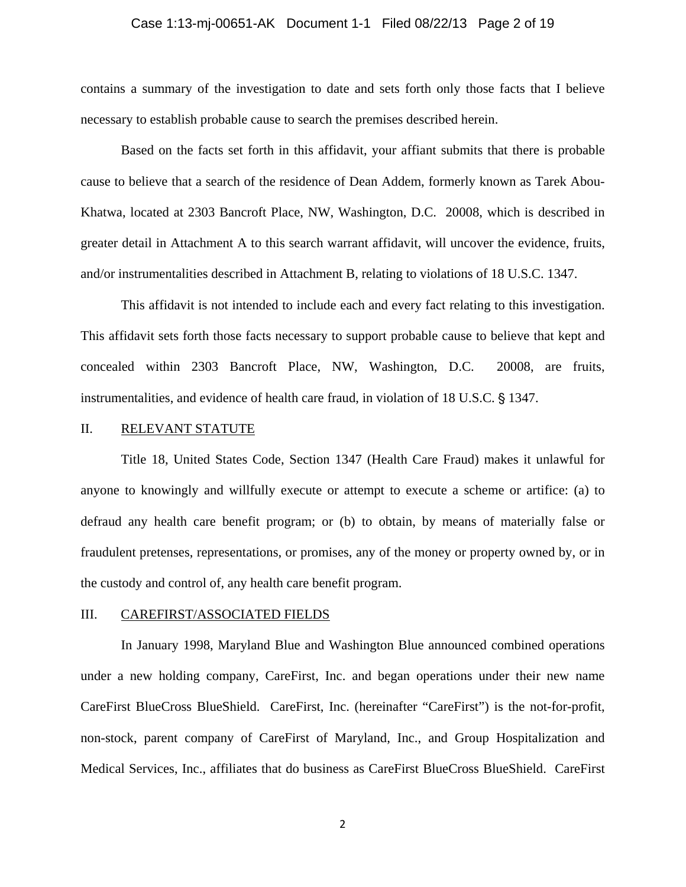contains a summary of the investigation to date and sets forth only those facts that I believe necessary to establish probable cause to search the premises described herein.

Based on the facts set forth in this affidavit, your affiant submits that there is probable cause to believe that a search of the residence of Dean Addem, formerly known as Tarek Abou-Khatwa, located at 2303 Bancroft Place, NW, Washington, D.C. 20008, which is described in greater detail in Attachment A to this search warrant affidavit, will uncover the evidence, fruits, and/or instrumentalities described in Attachment B, relating to violations of 18 U.S.C. 1347.

This affidavit is not intended to include each and every fact relating to this investigation. This affidavit sets forth those facts necessary to support probable cause to believe that kept and concealed within 2303 Bancroft Place, NW, Washington, D.C. 20008, are fruits, instrumentalities, and evidence of health care fraud, in violation of 18 U.S.C. § 1347.

## II. RELEVANT STATUTE

Title 18, United States Code, Section 1347 (Health Care Fraud) makes it unlawful for anyone to knowingly and willfully execute or attempt to execute a scheme or artifice: (a) to defraud any health care benefit program; or (b) to obtain, by means of materially false or fraudulent pretenses, representations, or promises, any of the money or property owned by, or in the custody and control of, any health care benefit program.

## III. CAREFIRST/ASSOCIATED FIELDS

In January 1998, Maryland Blue and Washington Blue announced combined operations under a new holding company, CareFirst, Inc. and began operations under their new name CareFirst BlueCross BlueShield. CareFirst, Inc. (hereinafter "CareFirst") is the not-for-profit, non-stock, parent company of CareFirst of Maryland, Inc., and Group Hospitalization and Medical Services, Inc., affiliates that do business as CareFirst BlueCross BlueShield. CareFirst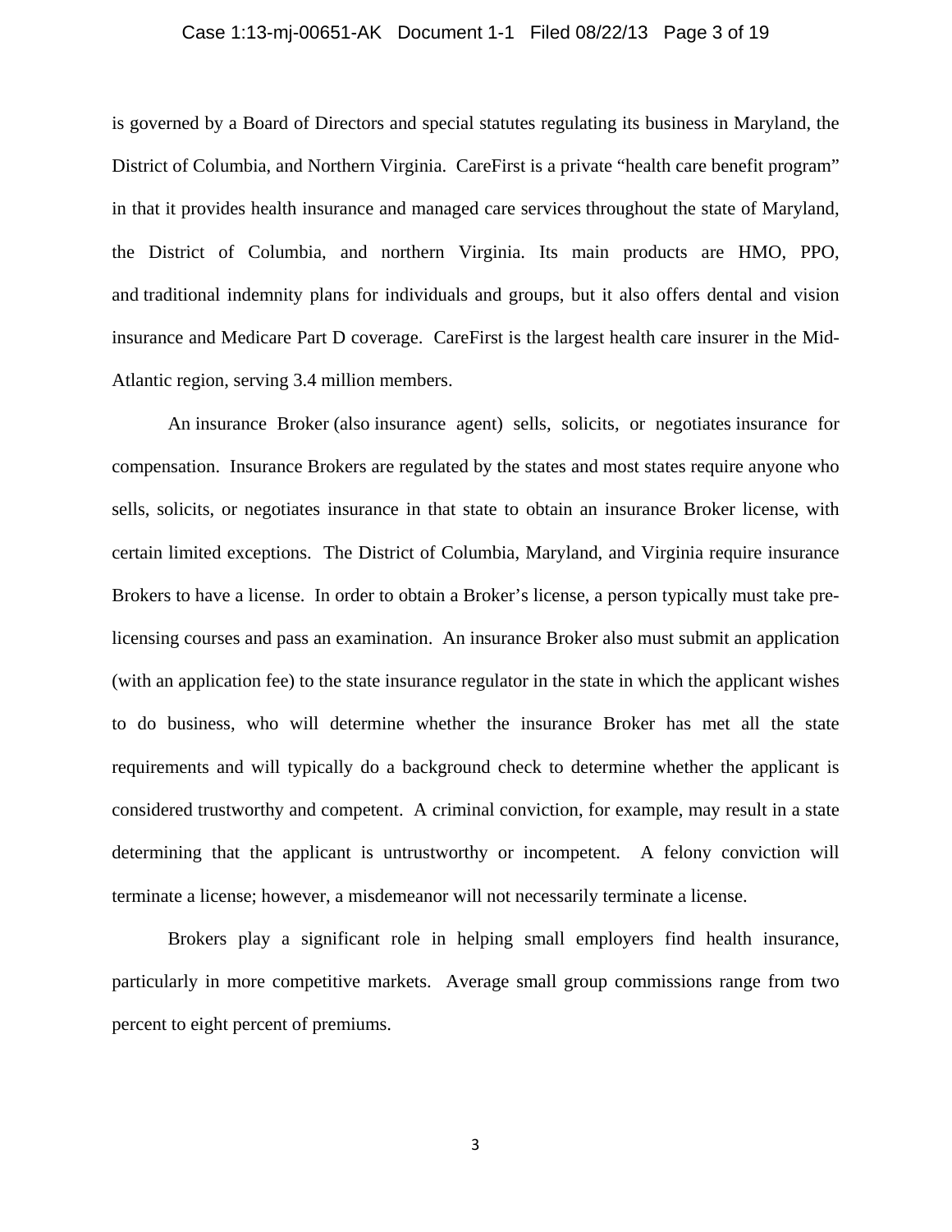is governed by a Board of Directors and special statutes regulating its business in Maryland, the District of Columbia, and Northern Virginia. CareFirst is a private "health care benefit program" in that it provides health insurance and managed care services throughout the state of Maryland, the District of Columbia, and northern Virginia. Its main products are HMO, PPO, and traditional indemnity plans for individuals and groups, but it also offers dental and vision insurance and Medicare Part D coverage. CareFirst is the largest health care insurer in the Mid-Atlantic region, serving 3.4 million members.

An insurance Broker (also insurance agent) sells, solicits, or negotiates insurance for compensation. Insurance Brokers are regulated by the states and most states require anyone who sells, solicits, or negotiates insurance in that state to obtain an insurance Broker license, with certain limited exceptions. The District of Columbia, Maryland, and Virginia require insurance Brokers to have a license. In order to obtain a Broker's license, a person typically must take pre-licensing courses and pass an examination. An insurance Broker also must submit an application (with an application fee) to the state insurance regulator in the state in which the applicant wishes to do business, who will determine whether the insurance Broker has met all the state requirements and will typically do a background check to determine whether the applicant is considered trustworthy and competent. A criminal conviction, for example, may result in a state determining that the applicant is untrustworthy or incompetent. A felony conviction will terminate a license; however, a misdemeanor will not necessarily terminate a license.

Brokers play a significant role in helping small employers find health insurance, particularly in more competitive markets. Average small group commissions range from two percent to eight percent of premiums.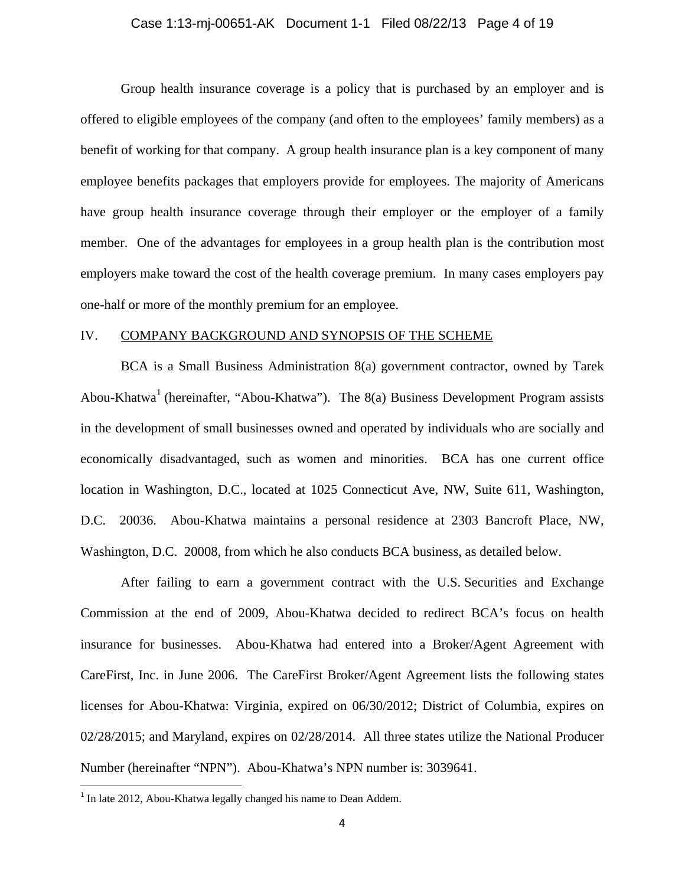Group health insurance coverage is a policy that is purchased by an employer and is offered to eligible employees of the company (and often to the employees' family members) as a benefit of working for that company. A group health insurance plan is a key component of many employee benefits packages that employers provide for employees. The majority of Americans have group health insurance coverage through their employer or the employer of a family member. One of the advantages for employees in a group health plan is the contribution most employers make toward the cost of the health coverage premium. In many cases employers pay one-half or more of the monthly premium for an employee.

## IV. COMPANY BACKGROUND AND SYNOPSIS OF THE SCHEME

BCA is a Small Business Administration 8(a) government contractor, owned by Tarek Abou-Khatwa[1] (hereinafter, "Abou-Khatwa"). The 8(a) Business Development Program assists in the development of small businesses owned and operated by individuals who are socially and economically disadvantaged, such as women and minorities. BCA has one current office location in Washington, D.C., located at 1025 Connecticut Ave, NW, Suite 611, Washington, D.C. 20036. Abou-Khatwa maintains a personal residence at 2303 Bancroft Place, NW, Washington, D.C. 20008, from which he also conducts BCA business, as detailed below.

After failing to earn a government contract with the U.S. Securities and Exchange Commission at the end of 2009, Abou-Khatwa decided to redirect BCA's focus on health insurance for businesses. Abou-Khatwa had entered into a Broker/Agent Agreement with CareFirst, Inc. in June 2006. The CareFirst Broker/Agent Agreement lists the following states licenses for Abou-Khatwa: Virginia, expired on 06/30/2012; District of Columbia, expires on 02/28/2015; and Maryland, expires on 02/28/2014. All three states utilize the National Producer Number (hereinafter "NPN"). Abou-Khatwa's NPN number is: 3039641.

[1] In late 2012, Abou-Khatwa legally changed his name to Dean Addem.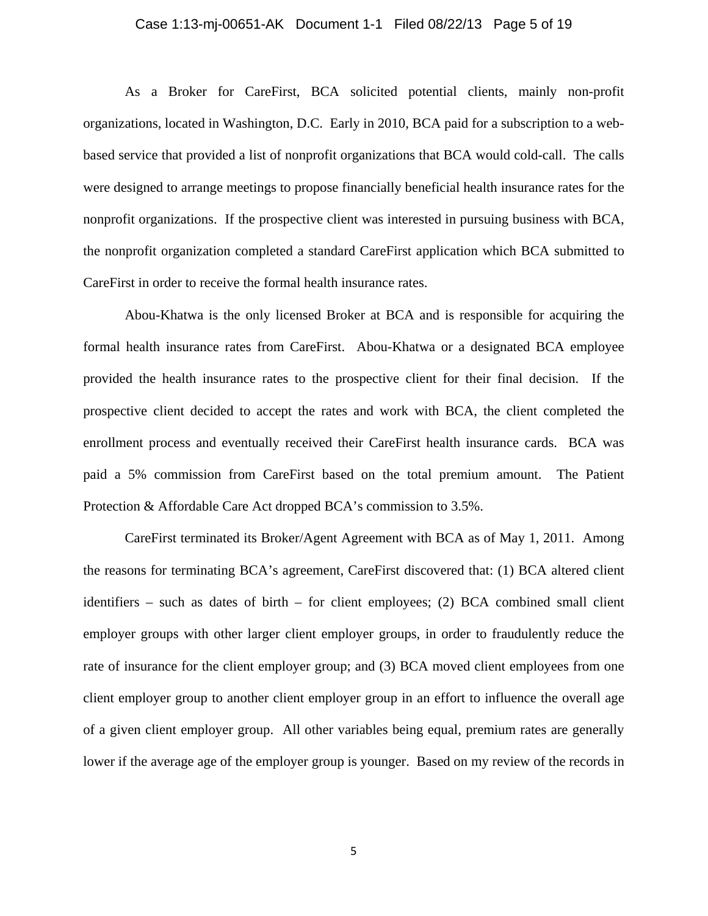As a Broker for CareFirst, BCA solicited potential clients, mainly non-profit organizations, located in Washington, D.C. Early in 2010, BCA paid for a subscription to a web-based service that provided a list of nonprofit organizations that BCA would cold-call. The calls were designed to arrange meetings to propose financially beneficial health insurance rates for the nonprofit organizations. If the prospective client was interested in pursuing business with BCA, the nonprofit organization completed a standard CareFirst application which BCA submitted to CareFirst in order to receive the formal health insurance rates.

Abou-Khatwa is the only licensed Broker at BCA and is responsible for acquiring the formal health insurance rates from CareFirst. Abou-Khatwa or a designated BCA employee provided the health insurance rates to the prospective client for their final decision. If the prospective client decided to accept the rates and work with BCA, the client completed the enrollment process and eventually received their CareFirst health insurance cards. BCA was paid a 5% commission from CareFirst based on the total premium amount. The Patient Protection & Affordable Care Act dropped BCA's commission to 3.5%.

CareFirst terminated its Broker/Agent Agreement with BCA as of May 1, 2011. Among the reasons for terminating BCA's agreement, CareFirst discovered that: (1) BCA altered client identifiers – such as dates of birth – for client employees; (2) BCA combined small client employer groups with other larger client employer groups, in order to fraudulently reduce the rate of insurance for the client employer group; and (3) BCA moved client employees from one client employer group to another client employer group in an effort to influence the overall age of a given client employer group. All other variables being equal, premium rates are generally lower if the average age of the employer group is younger. Based on my review of the records in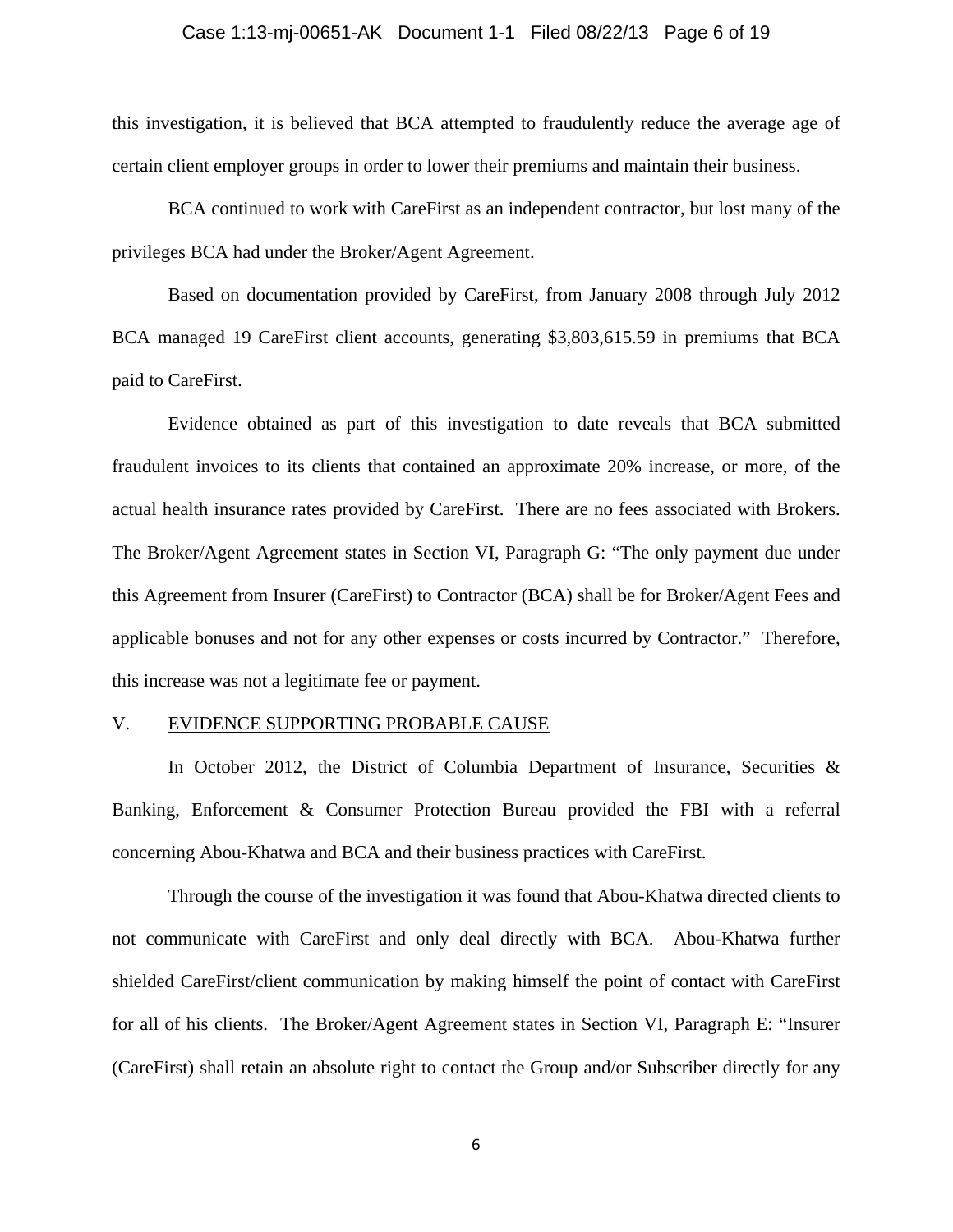this investigation, it is believed that BCA attempted to fraudulently reduce the average age of certain client employer groups in order to lower their premiums and maintain their business.

BCA continued to work with CareFirst as an independent contractor, but lost many of the privileges BCA had under the Broker/Agent Agreement.

Based on documentation provided by CareFirst, from January 2008 through July 2012 BCA managed 19 CareFirst client accounts, generating $3,803,615.59 in premiums that BCA paid to CareFirst.

Evidence obtained as part of this investigation to date reveals that BCA submitted fraudulent invoices to its clients that contained an approximate 20% increase, or more, of the actual health insurance rates provided by CareFirst. There are no fees associated with Brokers. The Broker/Agent Agreement states in Section VI, Paragraph G: "The only payment due under this Agreement from Insurer (CareFirst) to Contractor (BCA) shall be for Broker/Agent Fees and applicable bonuses and not for any other expenses or costs incurred by Contractor." Therefore, this increase was not a legitimate fee or payment.

## V. EVIDENCE SUPPORTING PROBABLE CAUSE

In October 2012, the District of Columbia Department of Insurance, Securities & Banking, Enforcement & Consumer Protection Bureau provided the FBI with a referral concerning Abou-Khatwa and BCA and their business practices with CareFirst.

Through the course of the investigation it was found that Abou-Khatwa directed clients to not communicate with CareFirst and only deal directly with BCA. Abou-Khatwa further shielded CareFirst/client communication by making himself the point of contact with CareFirst for all of his clients. The Broker/Agent Agreement states in Section VI, Paragraph E: "Insurer (CareFirst) shall retain an absolute right to contact the Group and/or Subscriber directly for any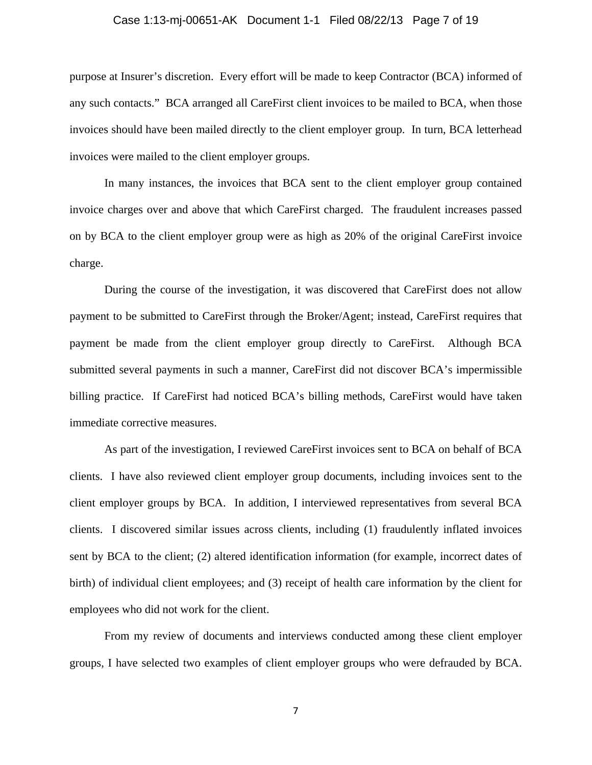purpose at Insurer's discretion. Every effort will be made to keep Contractor (BCA) informed of any such contacts." BCA arranged all CareFirst client invoices to be mailed to BCA, when those invoices should have been mailed directly to the client employer group. In turn, BCA letterhead invoices were mailed to the client employer groups.

In many instances, the invoices that BCA sent to the client employer group contained invoice charges over and above that which CareFirst charged. The fraudulent increases passed on by BCA to the client employer group were as high as 20% of the original CareFirst invoice charge.

During the course of the investigation, it was discovered that CareFirst does not allow payment to be submitted to CareFirst through the Broker/Agent; instead, CareFirst requires that payment be made from the client employer group directly to CareFirst. Although BCA submitted several payments in such a manner, CareFirst did not discover BCA's impermissible billing practice. If CareFirst had noticed BCA's billing methods, CareFirst would have taken immediate corrective measures.

As part of the investigation, I reviewed CareFirst invoices sent to BCA on behalf of BCA clients. I have also reviewed client employer group documents, including invoices sent to the client employer groups by BCA. In addition, I interviewed representatives from several BCA clients. I discovered similar issues across clients, including (1) fraudulently inflated invoices sent by BCA to the client; (2) altered identification information (for example, incorrect dates of birth) of individual client employees; and (3) receipt of health care information by the client for employees who did not work for the client.

From my review of documents and interviews conducted among these client employer groups, I have selected two examples of client employer groups who were defrauded by BCA.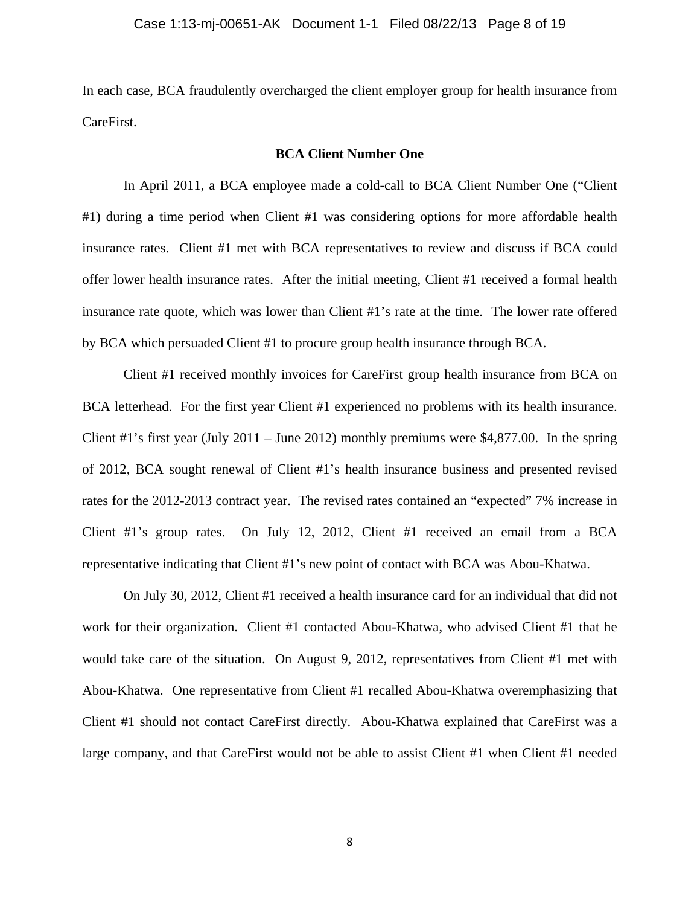In each case, BCA fraudulently overcharged the client employer group for health insurance from CareFirst.

**BCA Client Number One**

In April 2011, a BCA employee made a cold-call to BCA Client Number One ("Client #1) during a time period when Client #1 was considering options for more affordable health insurance rates. Client #1 met with BCA representatives to review and discuss if BCA could offer lower health insurance rates. After the initial meeting, Client #1 received a formal health insurance rate quote, which was lower than Client #1's rate at the time. The lower rate offered by BCA which persuaded Client #1 to procure group health insurance through BCA.

Client #1 received monthly invoices for CareFirst group health insurance from BCA on BCA letterhead. For the first year Client #1 experienced no problems with its health insurance. Client #1's first year (July 2011 – June 2012) monthly premiums were $4,877.00. In the spring of 2012, BCA sought renewal of Client #1's health insurance business and presented revised rates for the 2012-2013 contract year. The revised rates contained an "expected" 7% increase in Client #1's group rates. On July 12, 2012, Client #1 received an email from a BCA representative indicating that Client #1's new point of contact with BCA was Abou-Khatwa.

On July 30, 2012, Client #1 received a health insurance card for an individual that did not work for their organization. Client #1 contacted Abou-Khatwa, who advised Client #1 that he would take care of the situation. On August 9, 2012, representatives from Client #1 met with Abou-Khatwa. One representative from Client #1 recalled Abou-Khatwa overemphasizing that Client #1 should not contact CareFirst directly. Abou-Khatwa explained that CareFirst was a large company, and that CareFirst would not be able to assist Client #1 when Client #1 needed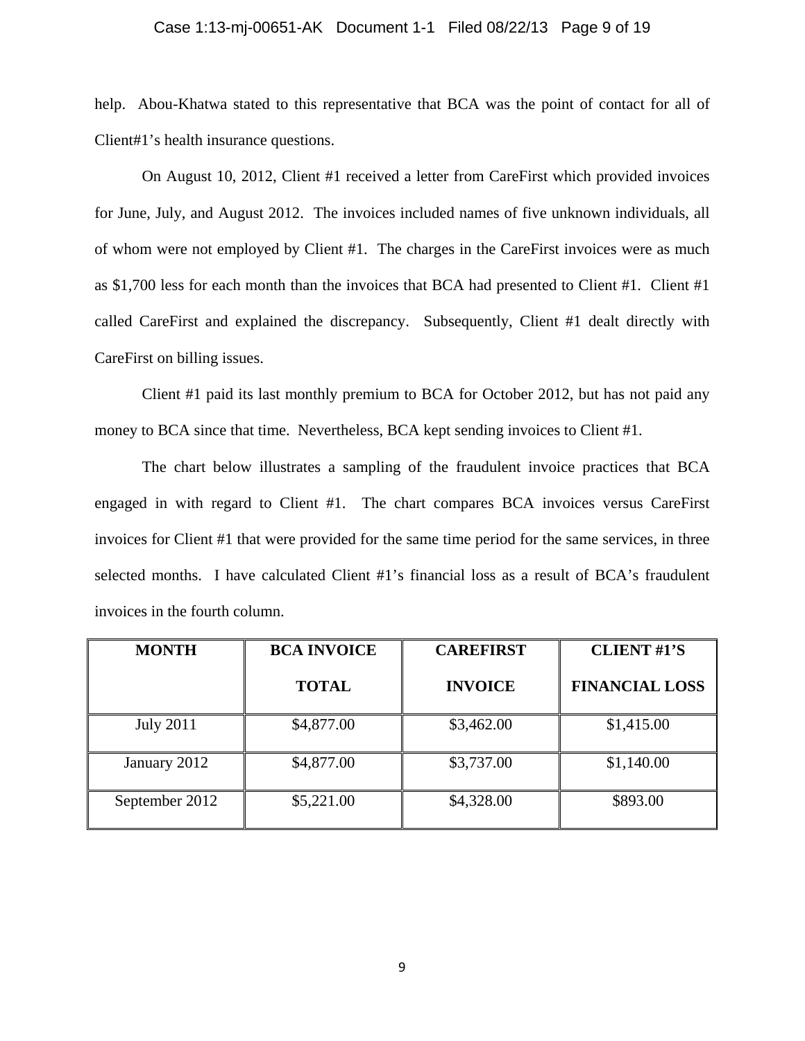help. Abou-Khatwa stated to this representative that BCA was the point of contact for all of Client#1's health insurance questions.

On August 10, 2012, Client #1 received a letter from CareFirst which provided invoices for June, July, and August 2012. The invoices included names of five unknown individuals, all of whom were not employed by Client #1. The charges in the CareFirst invoices were as much as $1,700 less for each month than the invoices that BCA had presented to Client #1. Client #1 called CareFirst and explained the discrepancy. Subsequently, Client #1 dealt directly with CareFirst on billing issues.

Client #1 paid its last monthly premium to BCA for October 2012, but has not paid any money to BCA since that time. Nevertheless, BCA kept sending invoices to Client #1.

The chart below illustrates a sampling of the fraudulent invoice practices that BCA engaged in with regard to Client #1. The chart compares BCA invoices versus CareFirst invoices for Client #1 that were provided for the same time period for the same services, in three selected months. I have calculated Client #1's financial loss as a result of BCA's fraudulent invoices in the fourth column.

| MONTH | BCA INVOICE TOTAL | CAREFIRST INVOICE | CLIENT #1'S FINANCIAL LOSS |
|---|---|---|---|
| July 2011 | $4,877.00 | $3,462.00 | $1,415.00 |
| January 2012 | $4,877.00 | $3,737.00 | $1,140.00 |
| September 2012 | $5,221.00 | $4,328.00 | $893.00 |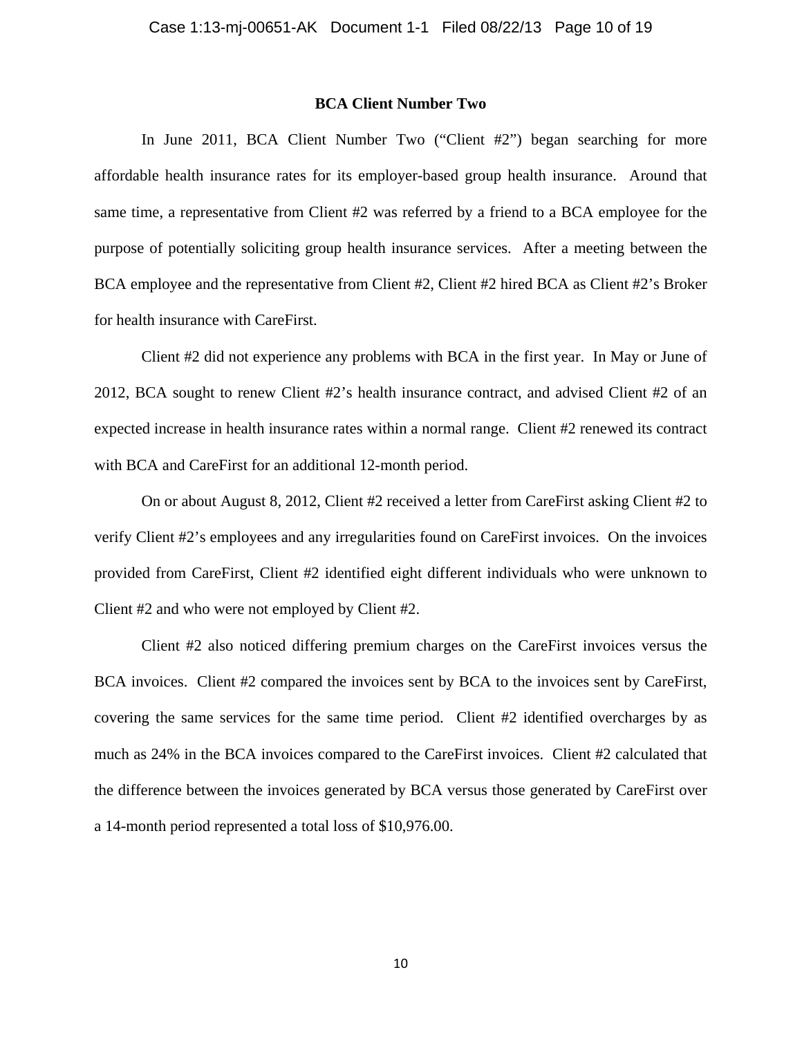**BCA Client Number Two**

In June 2011, BCA Client Number Two ("Client #2") began searching for more affordable health insurance rates for its employer-based group health insurance. Around that same time, a representative from Client #2 was referred by a friend to a BCA employee for the purpose of potentially soliciting group health insurance services. After a meeting between the BCA employee and the representative from Client #2, Client #2 hired BCA as Client #2's Broker for health insurance with CareFirst.

Client #2 did not experience any problems with BCA in the first year. In May or June of 2012, BCA sought to renew Client #2's health insurance contract, and advised Client #2 of an expected increase in health insurance rates within a normal range. Client #2 renewed its contract with BCA and CareFirst for an additional 12-month period.

On or about August 8, 2012, Client #2 received a letter from CareFirst asking Client #2 to verify Client #2's employees and any irregularities found on CareFirst invoices. On the invoices provided from CareFirst, Client #2 identified eight different individuals who were unknown to Client #2 and who were not employed by Client #2.

Client #2 also noticed differing premium charges on the CareFirst invoices versus the BCA invoices. Client #2 compared the invoices sent by BCA to the invoices sent by CareFirst, covering the same services for the same time period. Client #2 identified overcharges by as much as 24% in the BCA invoices compared to the CareFirst invoices. Client #2 calculated that the difference between the invoices generated by BCA versus those generated by CareFirst over a 14-month period represented a total loss of $10,976.00.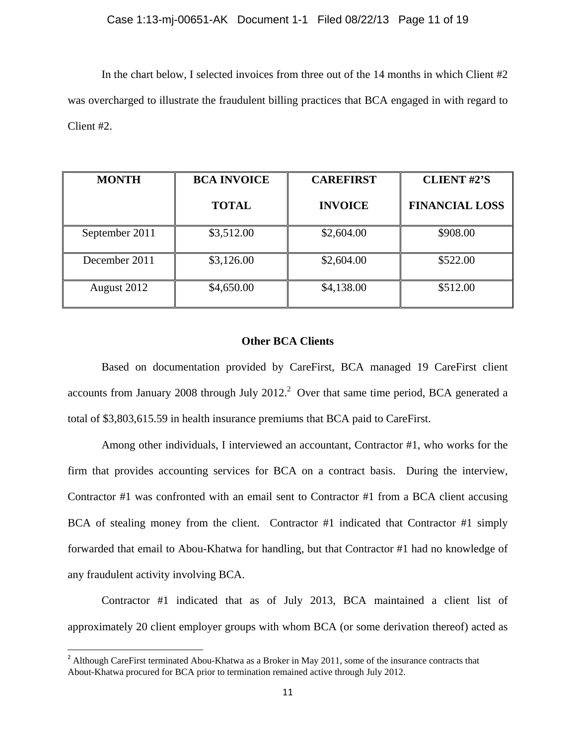In the chart below, I selected invoices from three out of the 14 months in which Client #2 was overcharged to illustrate the fraudulent billing practices that BCA engaged in with regard to Client #2.

| MONTH | BCA INVOICE TOTAL | CAREFIRST INVOICE | CLIENT #2'S FINANCIAL LOSS |
|---|---|---|---|
| September 2011 | $3,512.00 | $2,604.00 | $908.00 |
| December 2011 | $3,126.00 | $2,604.00 | $522.00 |
| August 2012 | $4,650.00 | $4,138.00 | $512.00 |

**Other BCA Clients**

Based on documentation provided by CareFirst, BCA managed 19 CareFirst client accounts from January 2008 through July 2012.[2] Over that same time period, BCA generated a total of $3,803,615.59 in health insurance premiums that BCA paid to CareFirst.

Among other individuals, I interviewed an accountant, Contractor #1, who works for the firm that provides accounting services for BCA on a contract basis. During the interview, Contractor #1 was confronted with an email sent to Contractor #1 from a BCA client accusing BCA of stealing money from the client. Contractor #1 indicated that Contractor #1 simply forwarded that email to Abou-Khatwa for handling, but that Contractor #1 had no knowledge of any fraudulent activity involving BCA.

Contractor #1 indicated that as of July 2013, BCA maintained a client list of approximately 20 client employer groups with whom BCA (or some derivation thereof) acted as

[2] Although CareFirst terminated Abou-Khatwa as a Broker in May 2011, some of the insurance contracts that About-Khatwa procured for BCA prior to termination remained active through July 2012.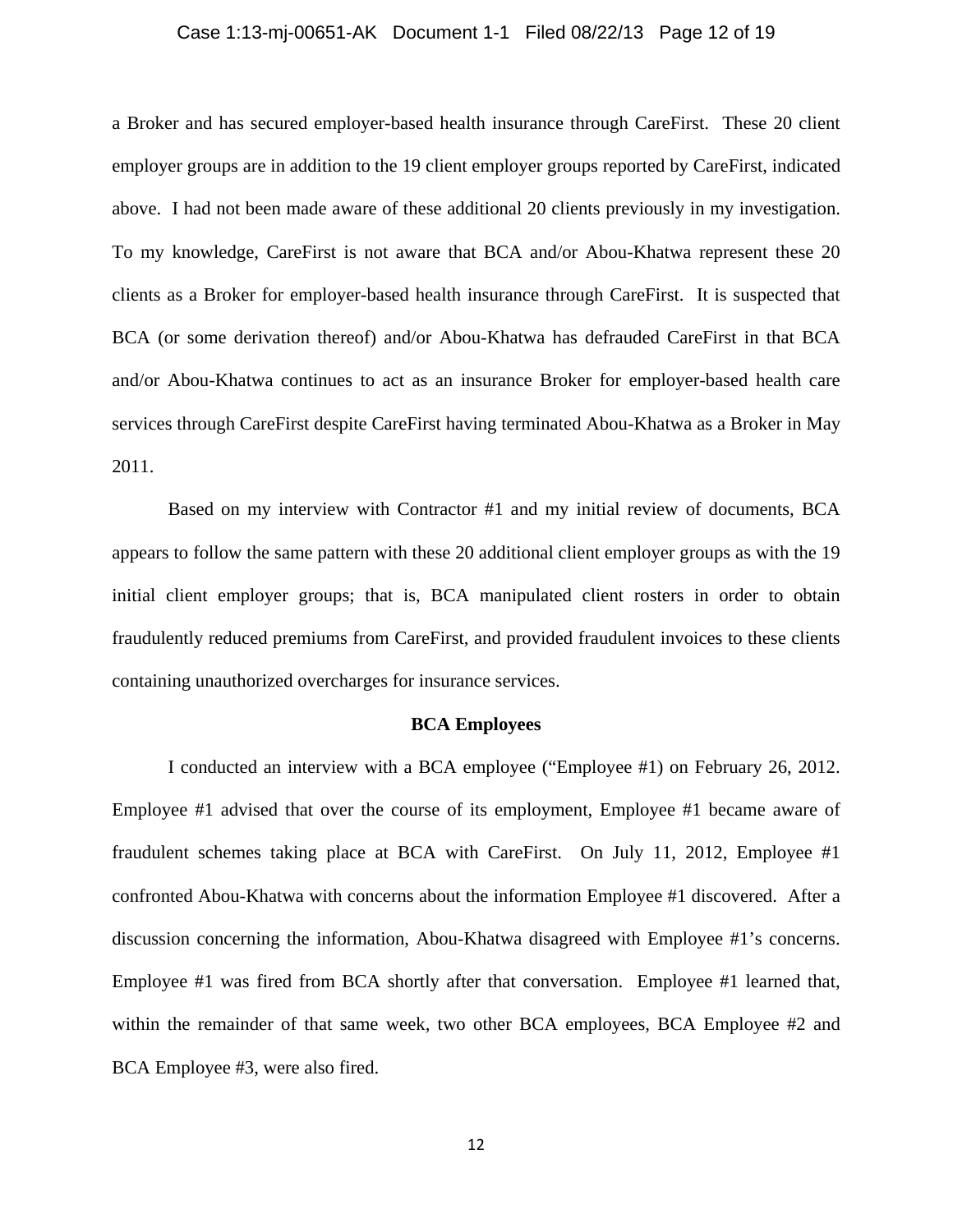a Broker and has secured employer-based health insurance through CareFirst. These 20 client employer groups are in addition to the 19 client employer groups reported by CareFirst, indicated above. I had not been made aware of these additional 20 clients previously in my investigation. To my knowledge, CareFirst is not aware that BCA and/or Abou-Khatwa represent these 20 clients as a Broker for employer-based health insurance through CareFirst. It is suspected that BCA (or some derivation thereof) and/or Abou-Khatwa has defrauded CareFirst in that BCA and/or Abou-Khatwa continues to act as an insurance Broker for employer-based health care services through CareFirst despite CareFirst having terminated Abou-Khatwa as a Broker in May 2011.

Based on my interview with Contractor #1 and my initial review of documents, BCA appears to follow the same pattern with these 20 additional client employer groups as with the 19 initial client employer groups; that is, BCA manipulated client rosters in order to obtain fraudulently reduced premiums from CareFirst, and provided fraudulent invoices to these clients containing unauthorized overcharges for insurance services.

**BCA Employees**

I conducted an interview with a BCA employee ("Employee #1) on February 26, 2012. Employee #1 advised that over the course of its employment, Employee #1 became aware of fraudulent schemes taking place at BCA with CareFirst. On July 11, 2012, Employee #1 confronted Abou-Khatwa with concerns about the information Employee #1 discovered. After a discussion concerning the information, Abou-Khatwa disagreed with Employee #1's concerns. Employee #1 was fired from BCA shortly after that conversation. Employee #1 learned that, within the remainder of that same week, two other BCA employees, BCA Employee #2 and BCA Employee #3, were also fired.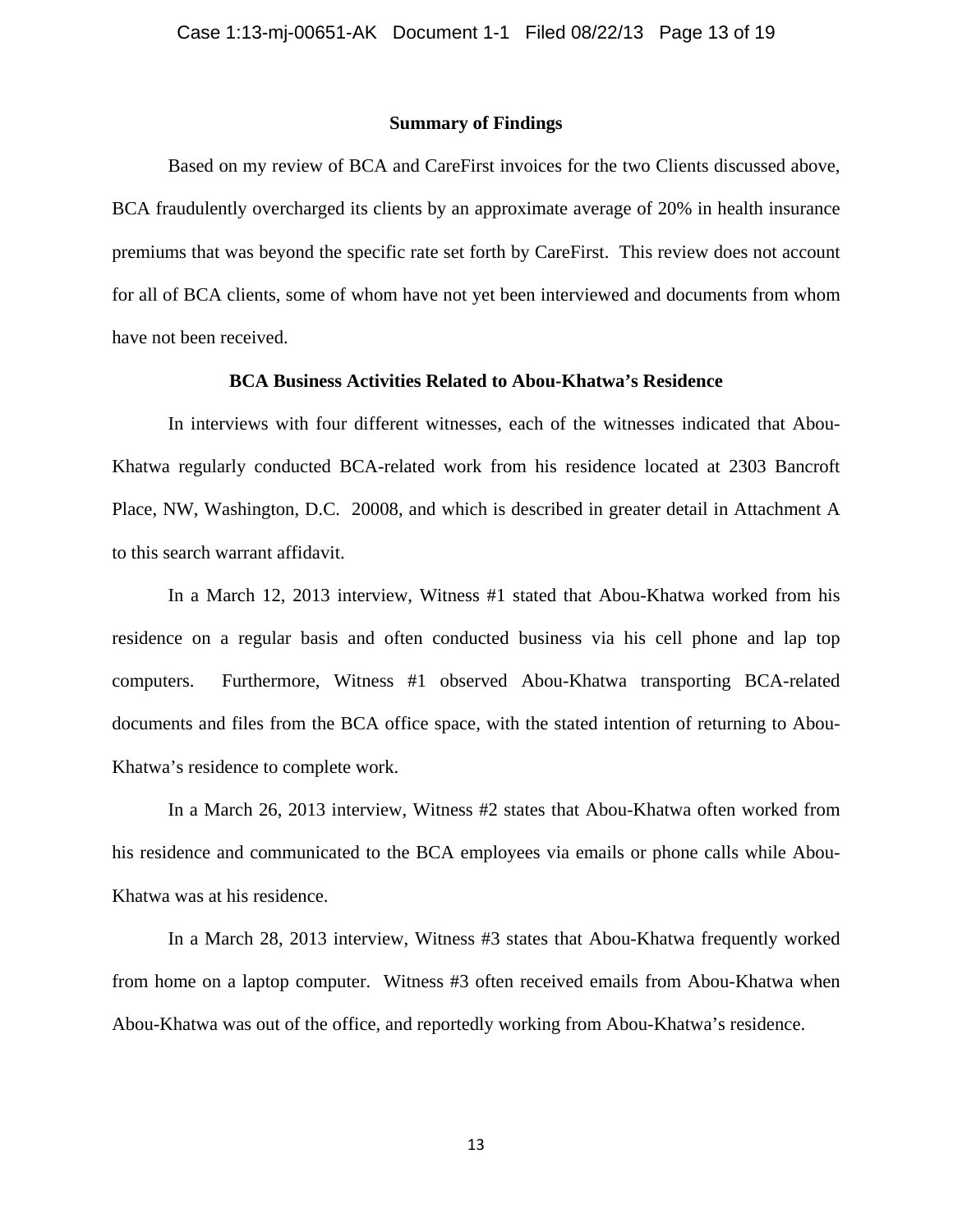**Summary of Findings**

Based on my review of BCA and CareFirst invoices for the two Clients discussed above, BCA fraudulently overcharged its clients by an approximate average of 20% in health insurance premiums that was beyond the specific rate set forth by CareFirst. This review does not account for all of BCA clients, some of whom have not yet been interviewed and documents from whom have not been received.

**BCA Business Activities Related to Abou-Khatwa's Residence**

In interviews with four different witnesses, each of the witnesses indicated that Abou-Khatwa regularly conducted BCA-related work from his residence located at 2303 Bancroft Place, NW, Washington, D.C. 20008, and which is described in greater detail in Attachment A to this search warrant affidavit.

In a March 12, 2013 interview, Witness #1 stated that Abou-Khatwa worked from his residence on a regular basis and often conducted business via his cell phone and lap top computers. Furthermore, Witness #1 observed Abou-Khatwa transporting BCA-related documents and files from the BCA office space, with the stated intention of returning to Abou-Khatwa's residence to complete work.

In a March 26, 2013 interview, Witness #2 states that Abou-Khatwa often worked from his residence and communicated to the BCA employees via emails or phone calls while Abou-Khatwa was at his residence.

In a March 28, 2013 interview, Witness #3 states that Abou-Khatwa frequently worked from home on a laptop computer. Witness #3 often received emails from Abou-Khatwa when Abou-Khatwa was out of the office, and reportedly working from Abou-Khatwa's residence.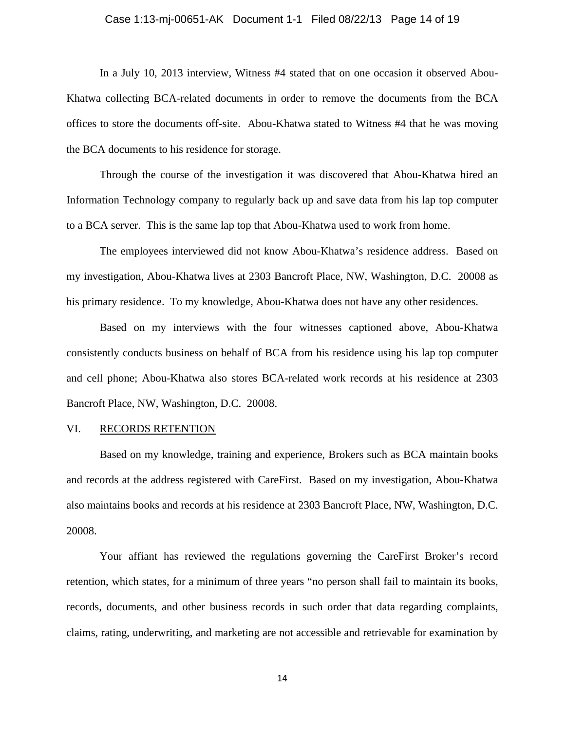In a July 10, 2013 interview, Witness #4 stated that on one occasion it observed Abou-Khatwa collecting BCA-related documents in order to remove the documents from the BCA offices to store the documents off-site. Abou-Khatwa stated to Witness #4 that he was moving the BCA documents to his residence for storage.

Through the course of the investigation it was discovered that Abou-Khatwa hired an Information Technology company to regularly back up and save data from his lap top computer to a BCA server. This is the same lap top that Abou-Khatwa used to work from home.

The employees interviewed did not know Abou-Khatwa's residence address. Based on my investigation, Abou-Khatwa lives at 2303 Bancroft Place, NW, Washington, D.C. 20008 as his primary residence. To my knowledge, Abou-Khatwa does not have any other residences.

Based on my interviews with the four witnesses captioned above, Abou-Khatwa consistently conducts business on behalf of BCA from his residence using his lap top computer and cell phone; Abou-Khatwa also stores BCA-related work records at his residence at 2303 Bancroft Place, NW, Washington, D.C. 20008.

## VI. RECORDS RETENTION

Based on my knowledge, training and experience, Brokers such as BCA maintain books and records at the address registered with CareFirst. Based on my investigation, Abou-Khatwa also maintains books and records at his residence at 2303 Bancroft Place, NW, Washington, D.C. 20008.

Your affiant has reviewed the regulations governing the CareFirst Broker's record retention, which states, for a minimum of three years "no person shall fail to maintain its books, records, documents, and other business records in such order that data regarding complaints, claims, rating, underwriting, and marketing are not accessible and retrievable for examination by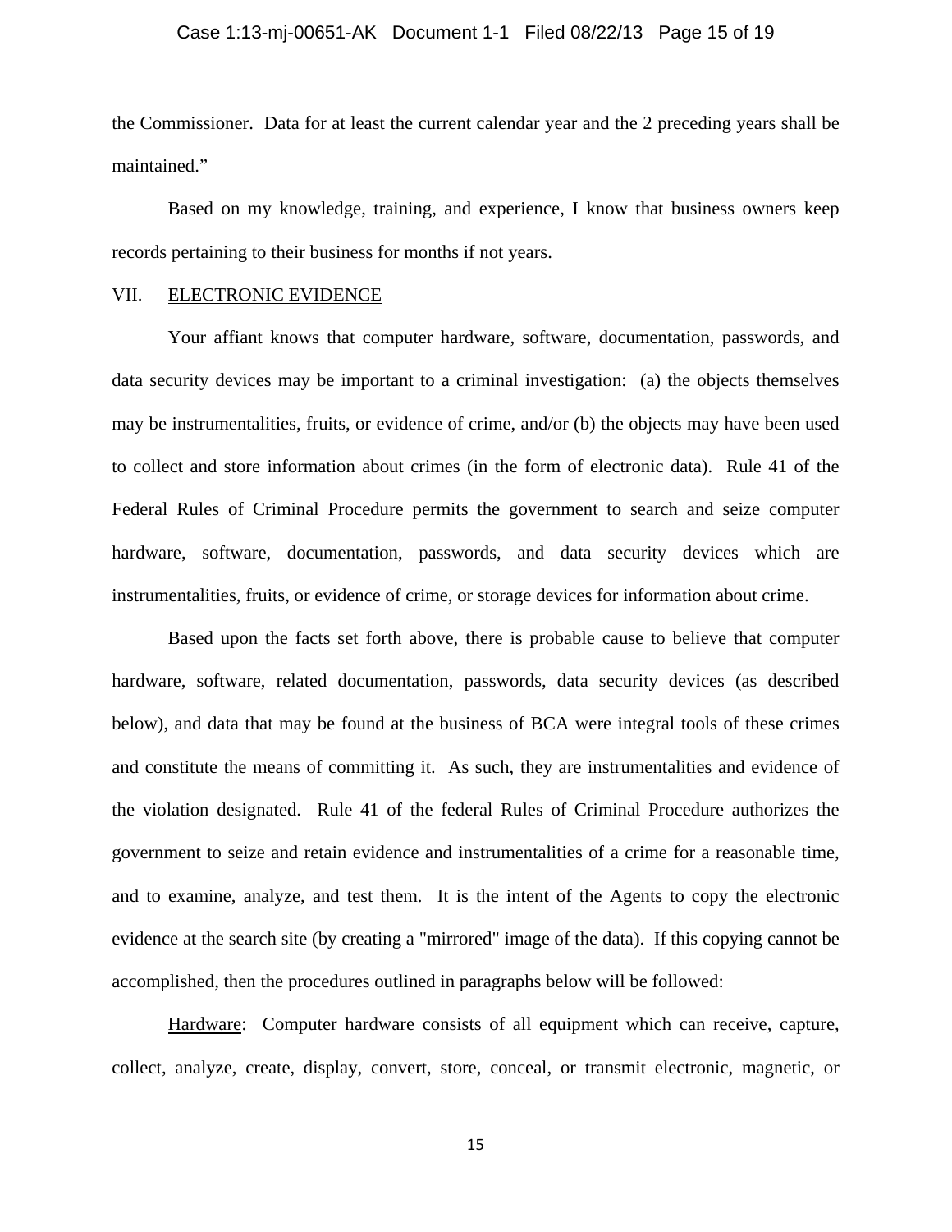the Commissioner. Data for at least the current calendar year and the 2 preceding years shall be maintained."

Based on my knowledge, training, and experience, I know that business owners keep records pertaining to their business for months if not years.

## VII. ELECTRONIC EVIDENCE

Your affiant knows that computer hardware, software, documentation, passwords, and data security devices may be important to a criminal investigation: (a) the objects themselves may be instrumentalities, fruits, or evidence of crime, and/or (b) the objects may have been used to collect and store information about crimes (in the form of electronic data). Rule 41 of the Federal Rules of Criminal Procedure permits the government to search and seize computer hardware, software, documentation, passwords, and data security devices which are instrumentalities, fruits, or evidence of crime, or storage devices for information about crime.

Based upon the facts set forth above, there is probable cause to believe that computer hardware, software, related documentation, passwords, data security devices (as described below), and data that may be found at the business of BCA were integral tools of these crimes and constitute the means of committing it. As such, they are instrumentalities and evidence of the violation designated. Rule 41 of the federal Rules of Criminal Procedure authorizes the government to seize and retain evidence and instrumentalities of a crime for a reasonable time, and to examine, analyze, and test them. It is the intent of the Agents to copy the electronic evidence at the search site (by creating a "mirrored" image of the data). If this copying cannot be accomplished, then the procedures outlined in paragraphs below will be followed:

Hardware: Computer hardware consists of all equipment which can receive, capture, collect, analyze, create, display, convert, store, conceal, or transmit electronic, magnetic, or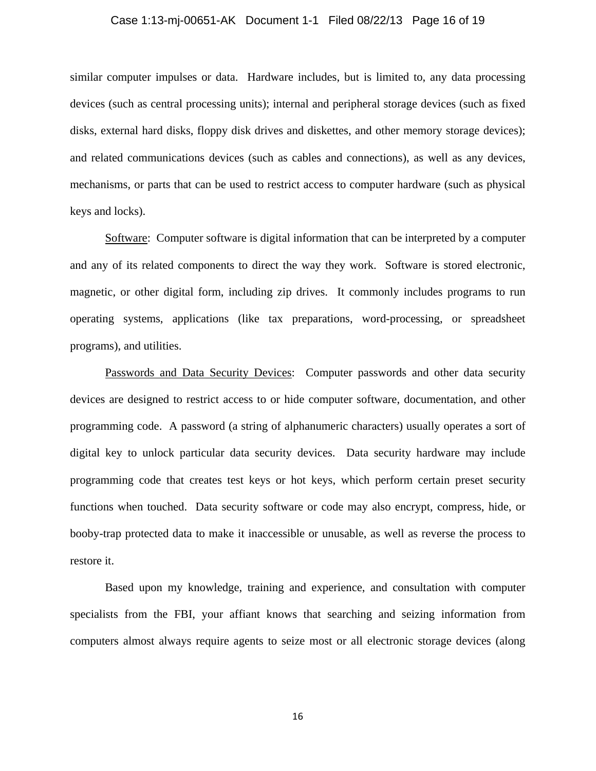similar computer impulses or data. Hardware includes, but is limited to, any data processing devices (such as central processing units); internal and peripheral storage devices (such as fixed disks, external hard disks, floppy disk drives and diskettes, and other memory storage devices); and related communications devices (such as cables and connections), as well as any devices, mechanisms, or parts that can be used to restrict access to computer hardware (such as physical keys and locks).

<u>Software</u>: Computer software is digital information that can be interpreted by a computer and any of its related components to direct the way they work. Software is stored electronic, magnetic, or other digital form, including zip drives. It commonly includes programs to run operating systems, applications (like tax preparations, word-processing, or spreadsheet programs), and utilities.

<u>Passwords and Data Security Devices</u>: Computer passwords and other data security devices are designed to restrict access to or hide computer software, documentation, and other programming code. A password (a string of alphanumeric characters) usually operates a sort of digital key to unlock particular data security devices. Data security hardware may include programming code that creates test keys or hot keys, which perform certain preset security functions when touched. Data security software or code may also encrypt, compress, hide, or booby-trap protected data to make it inaccessible or unusable, as well as reverse the process to restore it.

Based upon my knowledge, training and experience, and consultation with computer specialists from the FBI, your affiant knows that searching and seizing information from computers almost always require agents to seize most or all electronic storage devices (along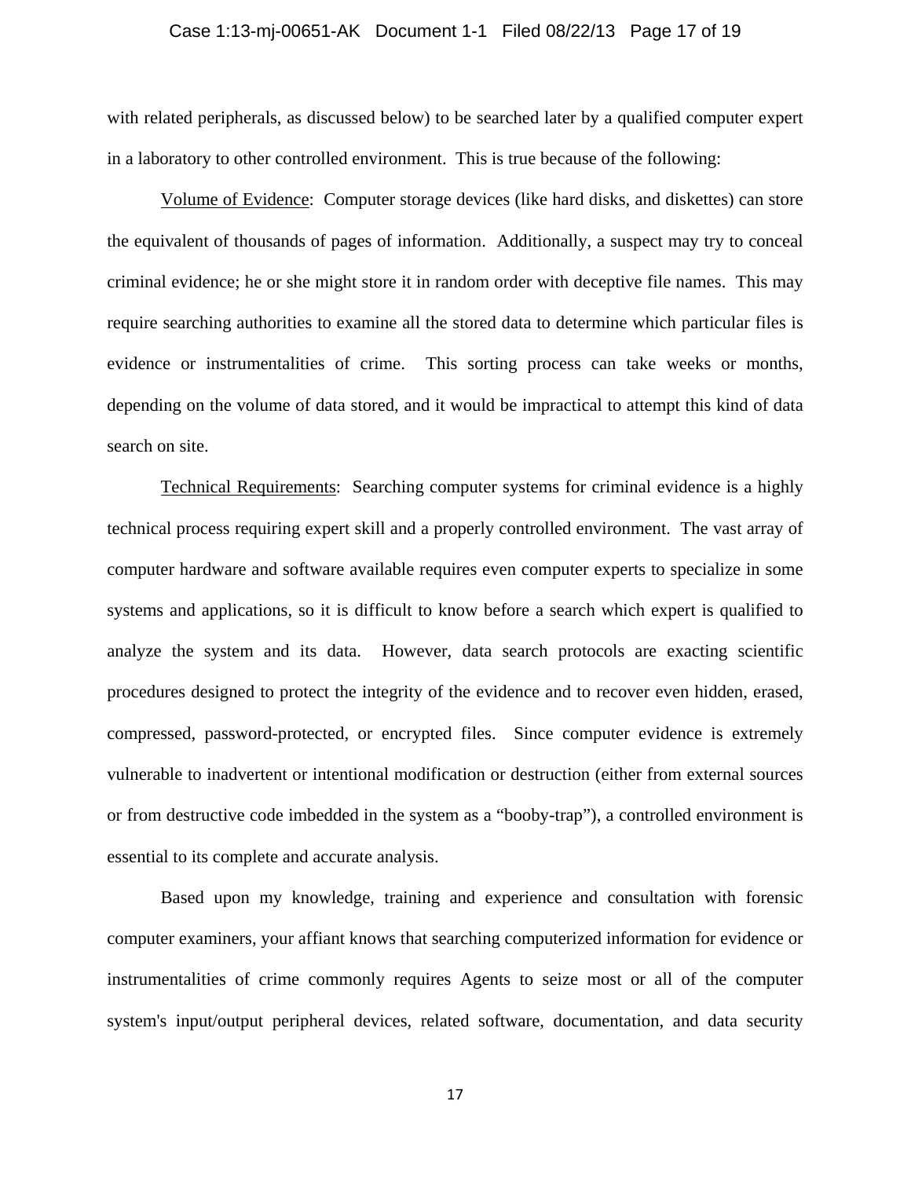with related peripherals, as discussed below) to be searched later by a qualified computer expert in a laboratory to other controlled environment. This is true because of the following:

Volume of Evidence: Computer storage devices (like hard disks, and diskettes) can store the equivalent of thousands of pages of information. Additionally, a suspect may try to conceal criminal evidence; he or she might store it in random order with deceptive file names. This may require searching authorities to examine all the stored data to determine which particular files is evidence or instrumentalities of crime. This sorting process can take weeks or months, depending on the volume of data stored, and it would be impractical to attempt this kind of data search on site.

Technical Requirements: Searching computer systems for criminal evidence is a highly technical process requiring expert skill and a properly controlled environment. The vast array of computer hardware and software available requires even computer experts to specialize in some systems and applications, so it is difficult to know before a search which expert is qualified to analyze the system and its data. However, data search protocols are exacting scientific procedures designed to protect the integrity of the evidence and to recover even hidden, erased, compressed, password-protected, or encrypted files. Since computer evidence is extremely vulnerable to inadvertent or intentional modification or destruction (either from external sources or from destructive code imbedded in the system as a "booby-trap"), a controlled environment is essential to its complete and accurate analysis.

Based upon my knowledge, training and experience and consultation with forensic computer examiners, your affiant knows that searching computerized information for evidence or instrumentalities of crime commonly requires Agents to seize most or all of the computer system's input/output peripheral devices, related software, documentation, and data security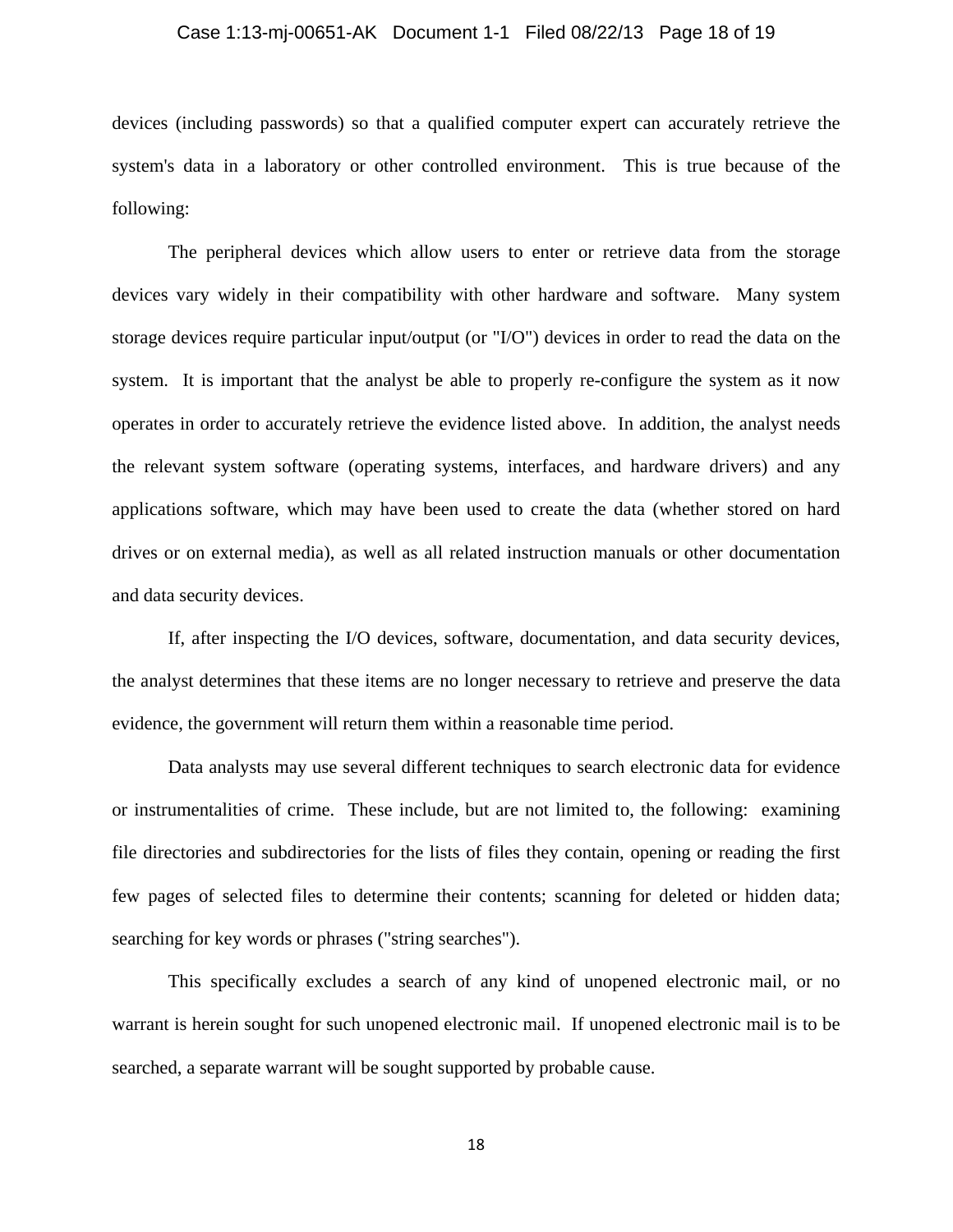devices (including passwords) so that a qualified computer expert can accurately retrieve the system's data in a laboratory or other controlled environment. This is true because of the following:

The peripheral devices which allow users to enter or retrieve data from the storage devices vary widely in their compatibility with other hardware and software. Many system storage devices require particular input/output (or "I/O") devices in order to read the data on the system. It is important that the analyst be able to properly re-configure the system as it now operates in order to accurately retrieve the evidence listed above. In addition, the analyst needs the relevant system software (operating systems, interfaces, and hardware drivers) and any applications software, which may have been used to create the data (whether stored on hard drives or on external media), as well as all related instruction manuals or other documentation and data security devices.

If, after inspecting the I/O devices, software, documentation, and data security devices, the analyst determines that these items are no longer necessary to retrieve and preserve the data evidence, the government will return them within a reasonable time period.

Data analysts may use several different techniques to search electronic data for evidence or instrumentalities of crime. These include, but are not limited to, the following: examining file directories and subdirectories for the lists of files they contain, opening or reading the first few pages of selected files to determine their contents; scanning for deleted or hidden data; searching for key words or phrases ("string searches").

This specifically excludes a search of any kind of unopened electronic mail, or no warrant is herein sought for such unopened electronic mail. If unopened electronic mail is to be searched, a separate warrant will be sought supported by probable cause.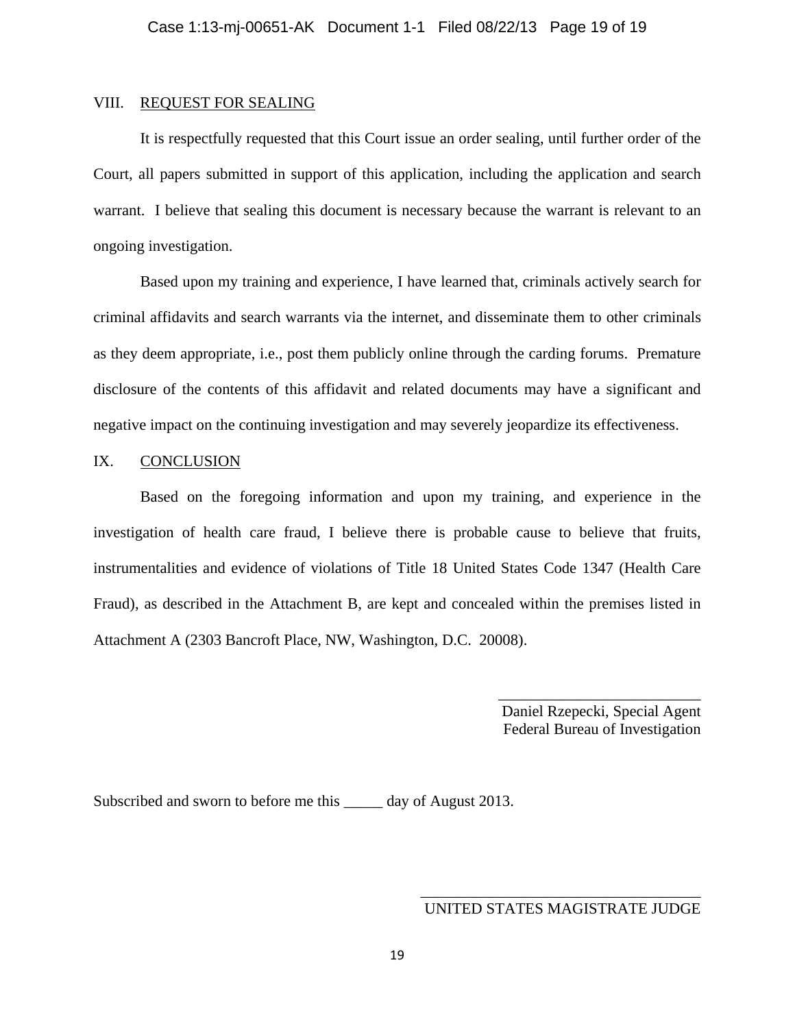## VIII. REQUEST FOR SEALING

It is respectfully requested that this Court issue an order sealing, until further order of the Court, all papers submitted in support of this application, including the application and search warrant. I believe that sealing this document is necessary because the warrant is relevant to an ongoing investigation.

Based upon my training and experience, I have learned that, criminals actively search for criminal affidavits and search warrants via the internet, and disseminate them to other criminals as they deem appropriate, i.e., post them publicly online through the carding forums. Premature disclosure of the contents of this affidavit and related documents may have a significant and negative impact on the continuing investigation and may severely jeopardize its effectiveness.

## IX. CONCLUSION

Based on the foregoing information and upon my training, and experience in the investigation of health care fraud, I believe there is probable cause to believe that fruits, instrumentalities and evidence of violations of Title 18 United States Code 1347 (Health Care Fraud), as described in the Attachment B, are kept and concealed within the premises listed in Attachment A (2303 Bancroft Place, NW, Washington, D.C. 20008).

\_\_\_\_\_\_\_\_\_\_\_\_\_\_\_\_\_\_\_\_\_\_\_\_\_\_\_
Daniel Rzepecki, Special Agent
Federal Bureau of Investigation

Subscribed and sworn to before me this \_\_\_\_\_ day of August 2013.

\_\_\_\_\_\_\_\_\_\_\_\_\_\_\_\_\_\_\_\_\_\_\_\_\_\_\_\_\_\_\_\_\_\_\_\_
UNITED STATES MAGISTRATE JUDGE